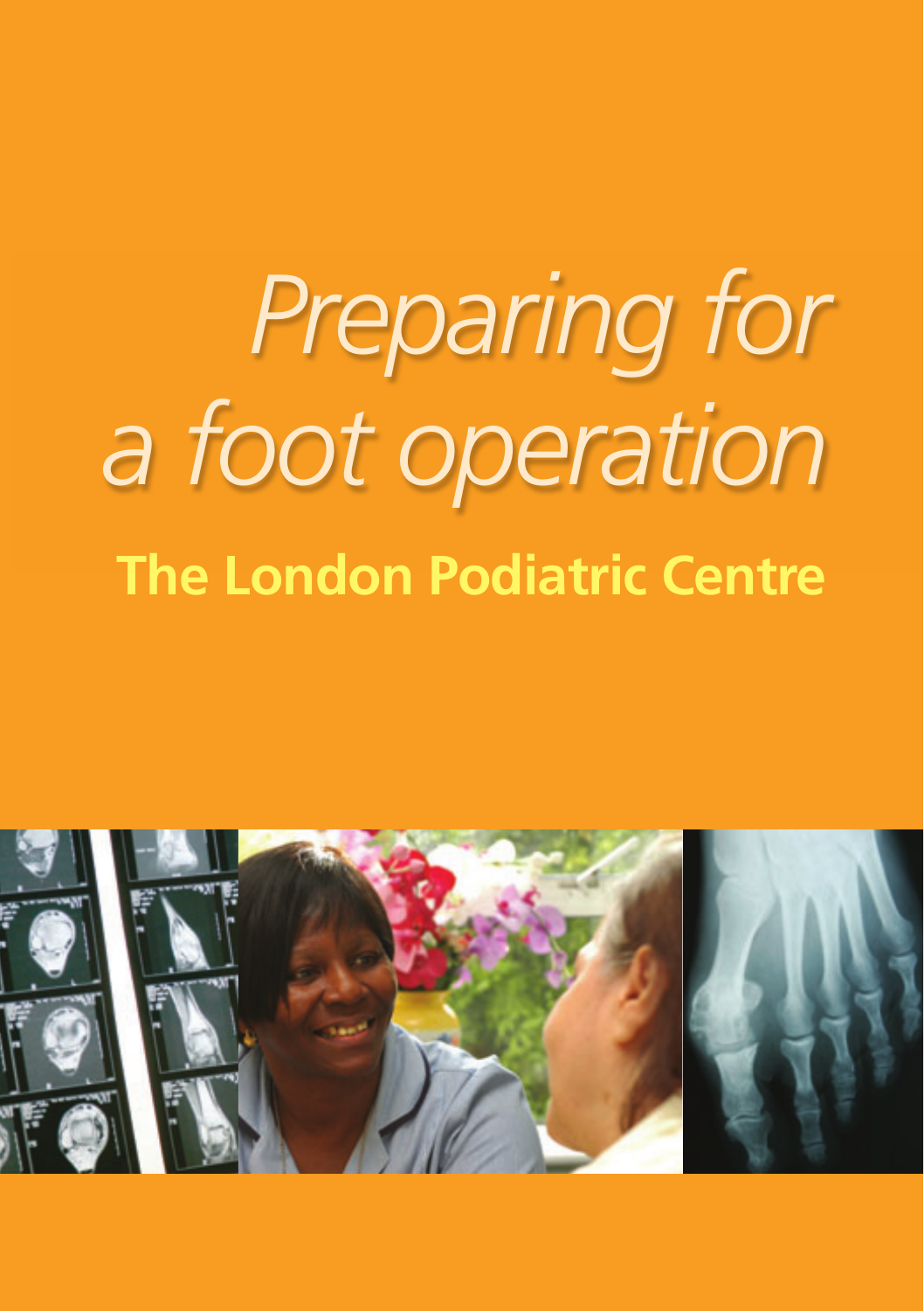# Preparing for a foot operation

## The London Podiatric Centre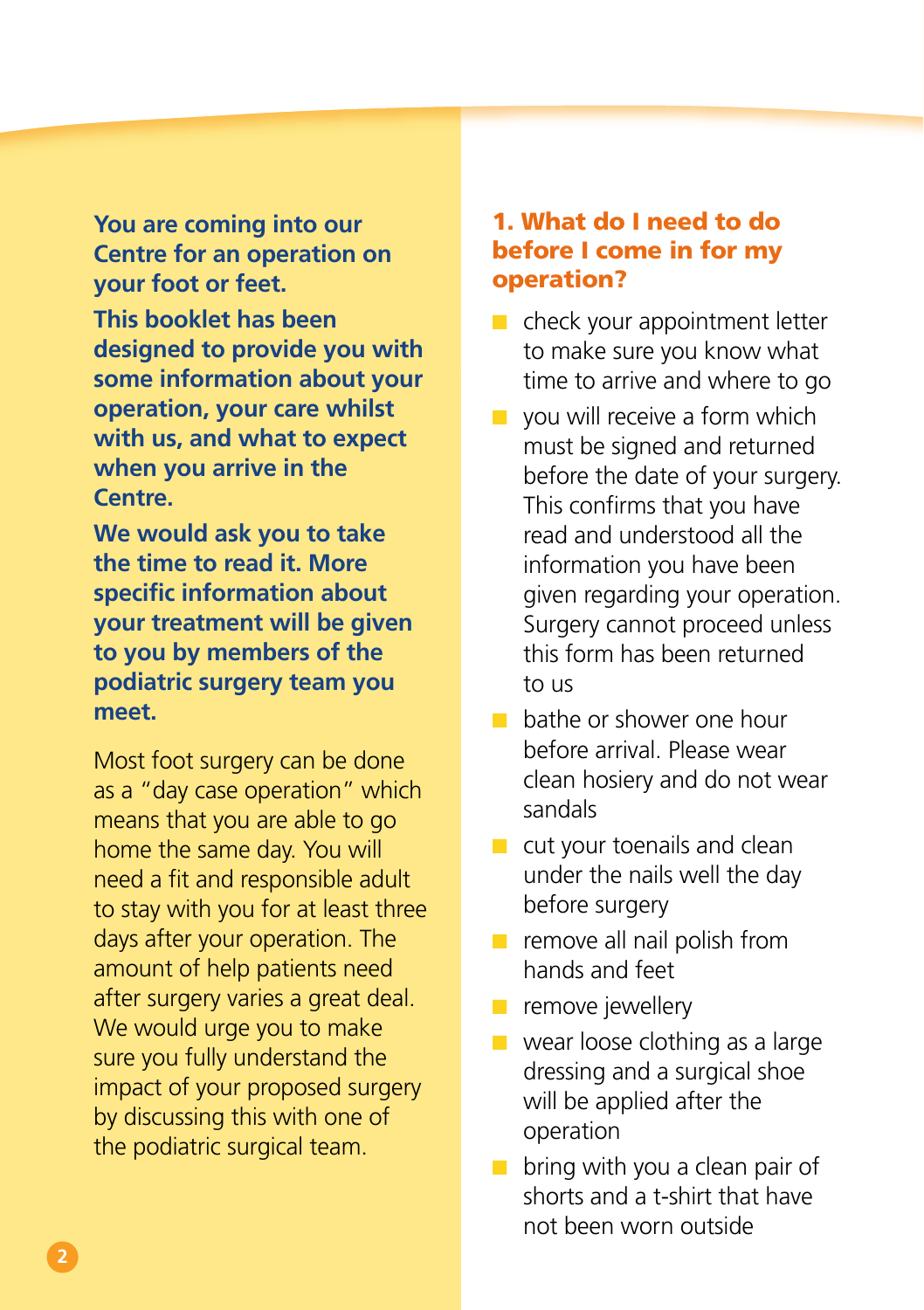**You are coming into our Centre for an operation on your foot or feet.**

**This booklet has been designed to provide you with some information about your operation, your care whilst with us, and what to expect when you arrive in the Centre.**

**We would ask you to take the time to read it. More specific information about your treatment will be given to you by members of the podiatric surgery team you meet.**

Most foot surgery can be done as a "day case operation" which means that you are able to go home the same day. You will need a fit and responsible adult to stay with you for at least three days after your operation. The amount of help patients need after surgery varies a great deal. We would urge you to make sure you fully understand the impact of your proposed surgery by discussing this with one of the podiatric surgical team.

## 1. What do I need to do before I come in for my operation?

- check your appointment letter to make sure you know what time to arrive and where to go
- you will receive a form which must be signed and returned before the date of your surgery. This confirms that you have read and understood all the information you have been given regarding your operation. Surgery cannot proceed unless this form has been returned to us
- bathe or shower one hour before arrival. Please wear clean hosiery and do not wear sandals
- cut your toenails and clean under the nails well the day before surgery
- remove all nail polish from hands and feet
- remove jewellery
- wear loose clothing as a large dressing and a surgical shoe will be applied after the operation
- bring with you a clean pair of shorts and a t-shirt that have not been worn outside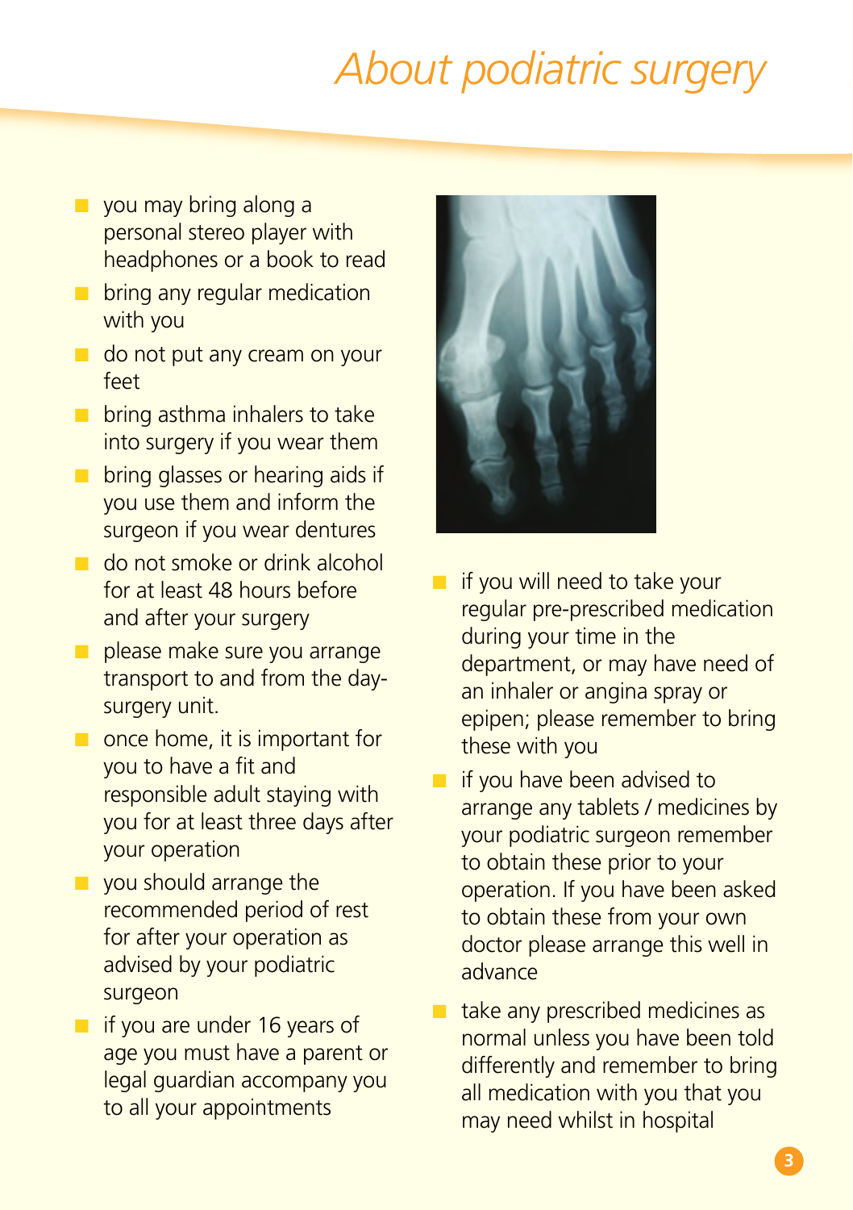# About podiatric surgery

- you may bring along a personal stereo player with headphones or a book to read
- bring any regular medication with you
- do not put any cream on your feet
- bring asthma inhalers to take into surgery if you wear them
- bring glasses or hearing aids if you use them and inform the surgeon if you wear dentures
- do not smoke or drink alcohol for at least 48 hours before and after your surgery
- please make sure you arrange transport to and from the day-surgery unit.
- once home, it is important for you to have a fit and responsible adult staying with you for at least three days after your operation
- you should arrange the recommended period of rest for after your operation as advised by your podiatric surgeon
- if you are under 16 years of age you must have a parent or legal guardian accompany you to all your appointments
- if you will need to take your regular pre-prescribed medication during your time in the department, or may have need of an inhaler or angina spray or epipen; please remember to bring these with you
- if you have been advised to arrange any tablets / medicines by your podiatric surgeon remember to obtain these prior to your operation. If you have been asked to obtain these from your own doctor please arrange this well in advance
- take any prescribed medicines as normal unless you have been told differently and remember to bring all medication with you that you may need whilst in hospital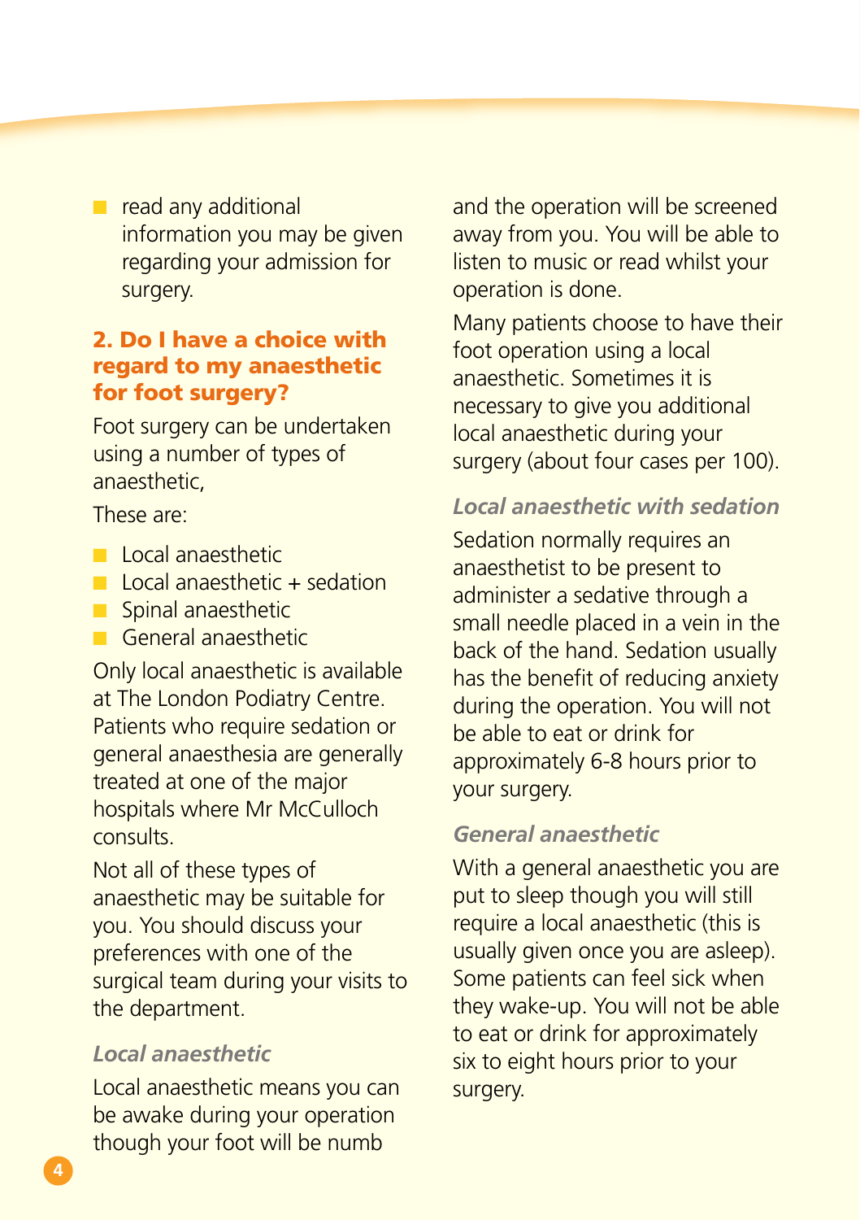- read any additional information you may be given regarding your admission for surgery.

## 2. Do I have a choice with regard to my anaesthetic for foot surgery?

Foot surgery can be undertaken using a number of types of anaesthetic,

These are:

- Local anaesthetic
- Local anaesthetic + sedation
- Spinal anaesthetic
- General anaesthetic

Only local anaesthetic is available at The London Podiatry Centre. Patients who require sedation or general anaesthesia are generally treated at one of the major hospitals where Mr McCulloch consults.

Not all of these types of anaesthetic may be suitable for you. You should discuss your preferences with one of the surgical team during your visits to the department.

### *Local anaesthetic*

Local anaesthetic means you can be awake during your operation though your foot will be numb and the operation will be screened away from you. You will be able to listen to music or read whilst your operation is done.

Many patients choose to have their foot operation using a local anaesthetic. Sometimes it is necessary to give you additional local anaesthetic during your surgery (about four cases per 100).

### *Local anaesthetic with sedation*

Sedation normally requires an anaesthetist to be present to administer a sedative through a small needle placed in a vein in the back of the hand. Sedation usually has the benefit of reducing anxiety during the operation. You will not be able to eat or drink for approximately 6-8 hours prior to your surgery.

### *General anaesthetic*

With a general anaesthetic you are put to sleep though you will still require a local anaesthetic (this is usually given once you are asleep). Some patients can feel sick when they wake-up. You will not be able to eat or drink for approximately six to eight hours prior to your surgery.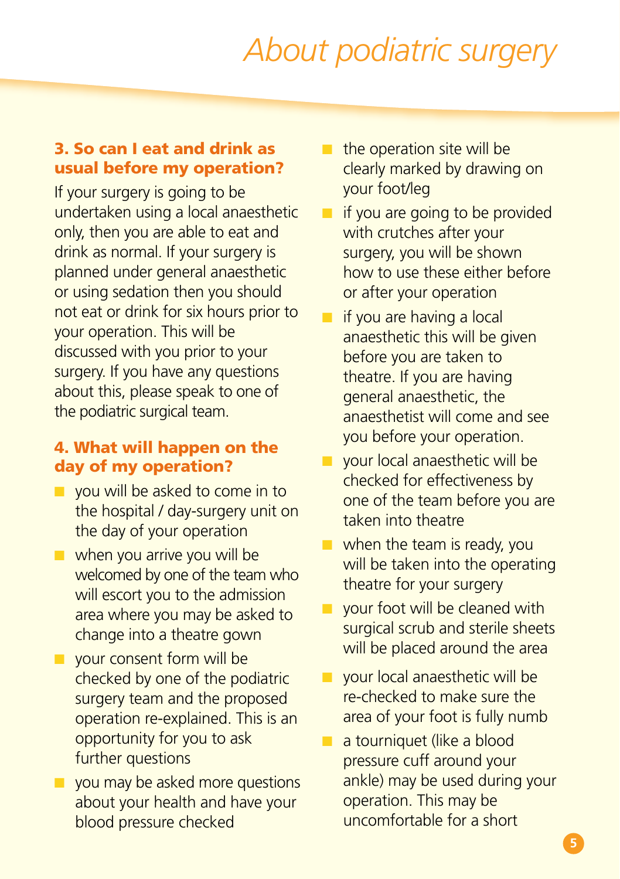### 3. So can I eat and drink as usual before my operation?

If your surgery is going to be undertaken using a local anaesthetic only, then you are able to eat and drink as normal. If your surgery is planned under general anaesthetic or using sedation then you should not eat or drink for six hours prior to your operation. This will be discussed with you prior to your surgery. If you have any questions about this, please speak to one of the podiatric surgical team.

### 4. What will happen on the day of my operation?

- you will be asked to come in to the hospital / day-surgery unit on the day of your operation
- when you arrive you will be welcomed by one of the team who will escort you to the admission area where you may be asked to change into a theatre gown
- your consent form will be checked by one of the podiatric surgery team and the proposed operation re-explained. This is an opportunity for you to ask further questions
- you may be asked more questions about your health and have your blood pressure checked
- the operation site will be clearly marked by drawing on your foot/leg
- if you are going to be provided with crutches after your surgery, you will be shown how to use these either before or after your operation
- if you are having a local anaesthetic this will be given before you are taken to theatre. If you are having general anaesthetic, the anaesthetist will come and see you before your operation.
- your local anaesthetic will be checked for effectiveness by one of the team before you are taken into theatre
- when the team is ready, you will be taken into the operating theatre for your surgery
- your foot will be cleaned with surgical scrub and sterile sheets will be placed around the area
- your local anaesthetic will be re-checked to make sure the area of your foot is fully numb
- a tourniquet (like a blood pressure cuff around your ankle) may be used during your operation. This may be uncomfortable for a short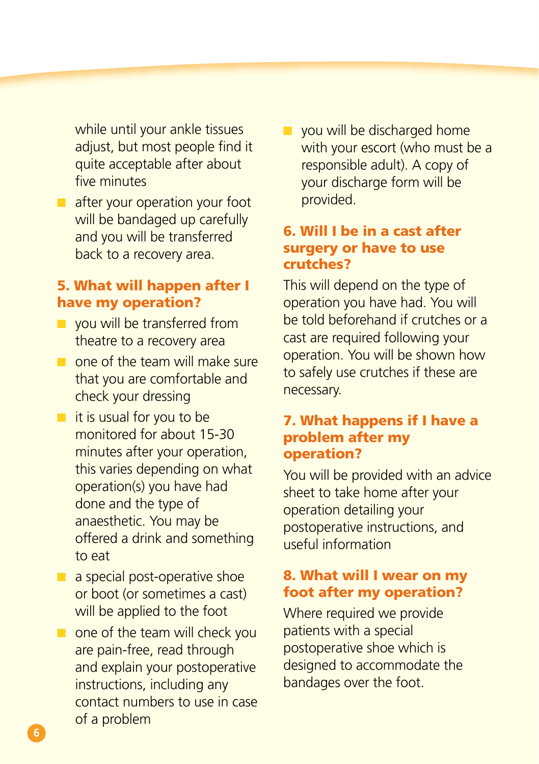while until your ankle tissues adjust, but most people find it quite acceptable after about five minutes

- after your operation your foot will be bandaged up carefully and you will be transferred back to a recovery area.

## 5. What will happen after I have my operation?

- you will be transferred from theatre to a recovery area
- one of the team will make sure that you are comfortable and check your dressing
- it is usual for you to be monitored for about 15-30 minutes after your operation, this varies depending on what operation(s) you have had done and the type of anaesthetic. You may be offered a drink and something to eat
- a special post-operative shoe or boot (or sometimes a cast) will be applied to the foot
- one of the team will check you are pain-free, read through and explain your postoperative instructions, including any contact numbers to use in case of a problem
- you will be discharged home with your escort (who must be a responsible adult). A copy of your discharge form will be provided.

## 6. Will I be in a cast after surgery or have to use crutches?

This will depend on the type of operation you have had. You will be told beforehand if crutches or a cast are required following your operation. You will be shown how to safely use crutches if these are necessary.

## 7. What happens if I have a problem after my operation?

You will be provided with an advice sheet to take home after your operation detailing your postoperative instructions, and useful information

## 8. What will I wear on my foot after my operation?

Where required we provide patients with a special postoperative shoe which is designed to accommodate the bandages over the foot.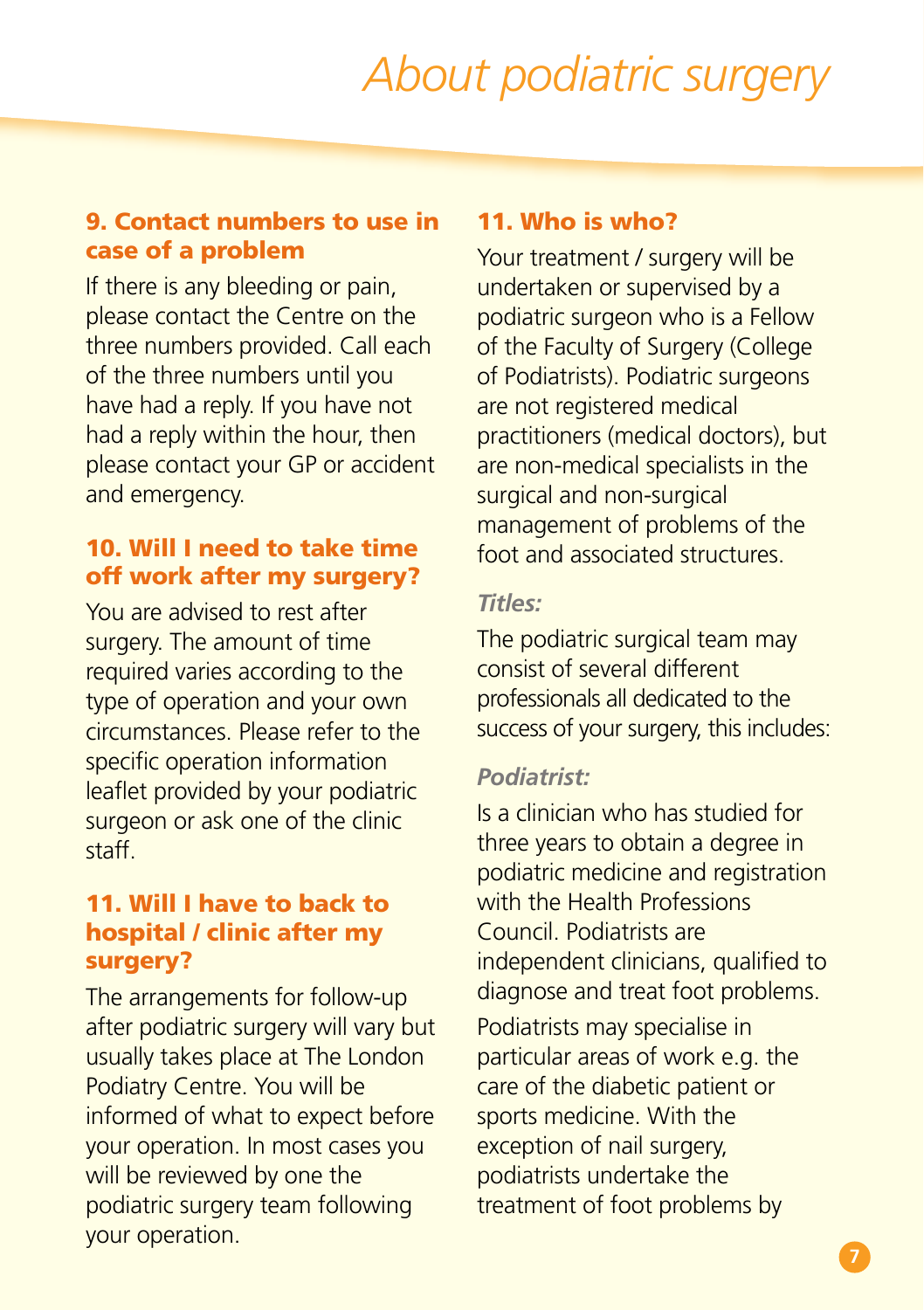## 9. Contact numbers to use in case of a problem

If there is any bleeding or pain, please contact the Centre on the three numbers provided. Call each of the three numbers until you have had a reply. If you have not had a reply within the hour, then please contact your GP or accident and emergency.

## 10. Will I need to take time off work after my surgery?

You are advised to rest after surgery. The amount of time required varies according to the type of operation and your own circumstances. Please refer to the specific operation information leaflet provided by your podiatric surgeon or ask one of the clinic staff.

## 11. Will I have to back to hospital / clinic after my surgery?

The arrangements for follow-up after podiatric surgery will vary but usually takes place at The London Podiatry Centre. You will be informed of what to expect before your operation. In most cases you will be reviewed by one the podiatric surgery team following your operation.

## 11. Who is who?

Your treatment / surgery will be undertaken or supervised by a podiatric surgeon who is a Fellow of the Faculty of Surgery (College of Podiatrists). Podiatric surgeons are not registered medical practitioners (medical doctors), but are non-medical specialists in the surgical and non-surgical management of problems of the foot and associated structures.

### *Titles:*

The podiatric surgical team may consist of several different professionals all dedicated to the success of your surgery, this includes:

### *Podiatrist:*

Is a clinician who has studied for three years to obtain a degree in podiatric medicine and registration with the Health Professions Council. Podiatrists are independent clinicians, qualified to diagnose and treat foot problems.

Podiatrists may specialise in particular areas of work e.g. the care of the diabetic patient or sports medicine. With the exception of nail surgery, podiatrists undertake the treatment of foot problems by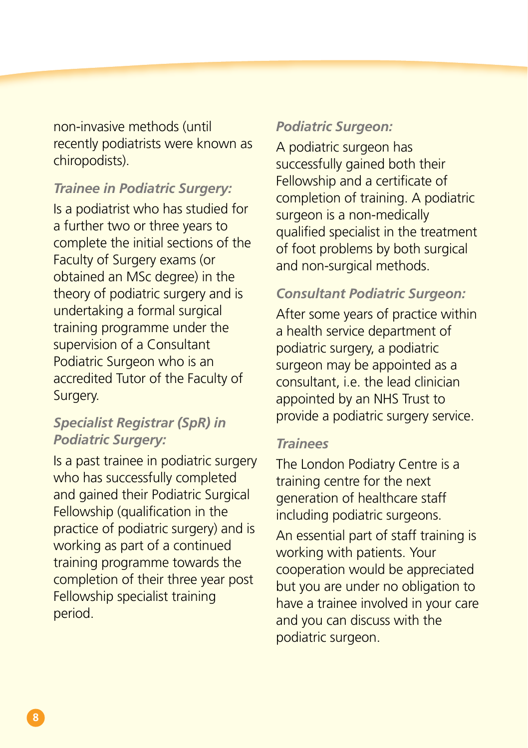non-invasive methods (until recently podiatrists were known as chiropodists).

### *Trainee in Podiatric Surgery:*

Is a podiatrist who has studied for a further two or three years to complete the initial sections of the Faculty of Surgery exams (or obtained an MSc degree) in the theory of podiatric surgery and is undertaking a formal surgical training programme under the supervision of a Consultant Podiatric Surgeon who is an accredited Tutor of the Faculty of Surgery.

### *Specialist Registrar (SpR) in Podiatric Surgery:*

Is a past trainee in podiatric surgery who has successfully completed and gained their Podiatric Surgical Fellowship (qualification in the practice of podiatric surgery) and is working as part of a continued training programme towards the completion of their three year post Fellowship specialist training period.

### *Podiatric Surgeon:*

A podiatric surgeon has successfully gained both their Fellowship and a certificate of completion of training. A podiatric surgeon is a non-medically qualified specialist in the treatment of foot problems by both surgical and non-surgical methods.

### *Consultant Podiatric Surgeon:*

After some years of practice within a health service department of podiatric surgery, a podiatric surgeon may be appointed as a consultant, i.e. the lead clinician appointed by an NHS Trust to provide a podiatric surgery service.

### Trainees

The London Podiatry Centre is a training centre for the next generation of healthcare staff including podiatric surgeons.

An essential part of staff training is working with patients. Your cooperation would be appreciated but you are under no obligation to have a trainee involved in your care and you can discuss with the podiatric surgeon.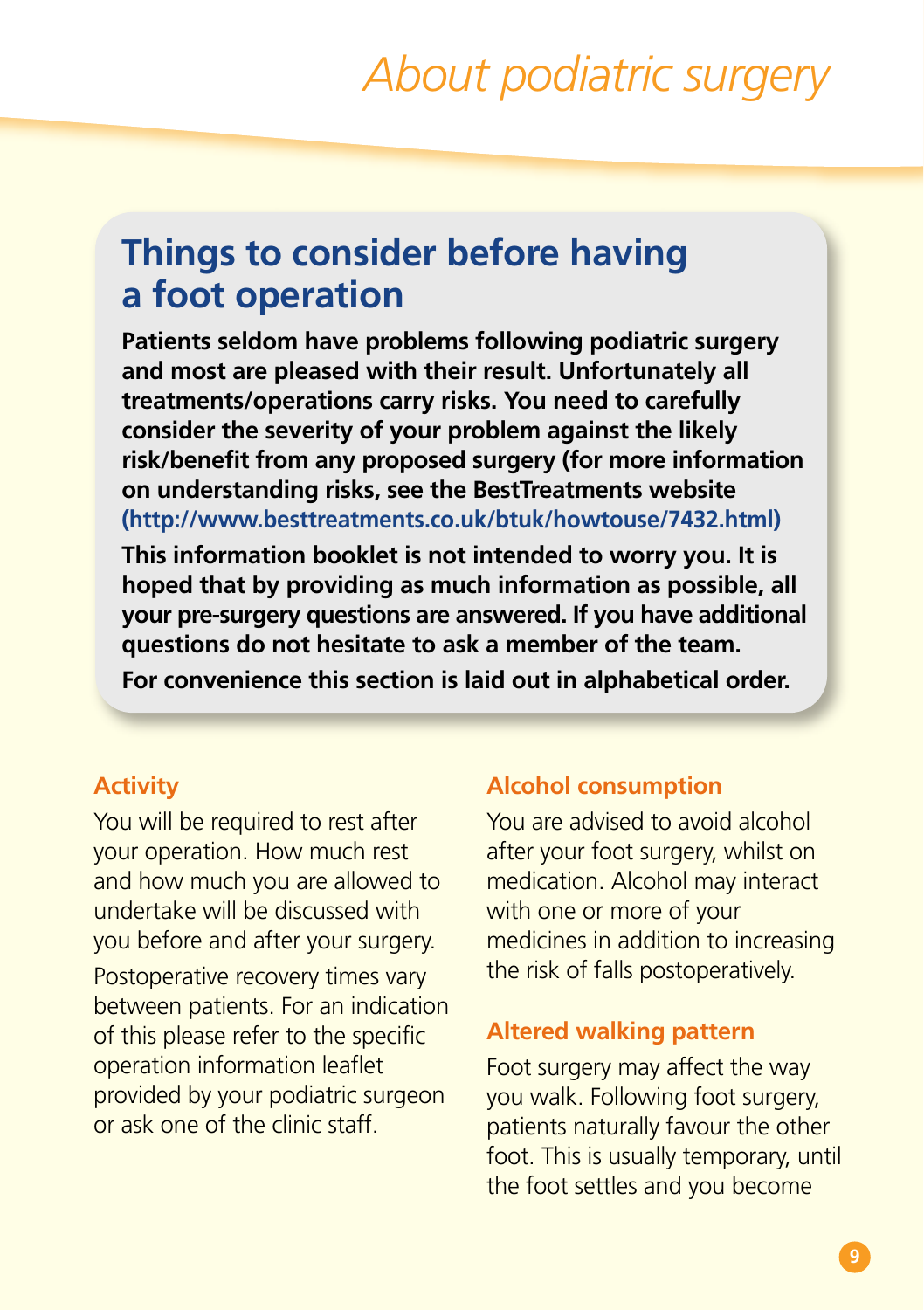# About podiatric surgery

## Things to consider before having a foot operation

**Patients seldom have problems following podiatric surgery and most are pleased with their result. Unfortunately all treatments/operations carry risks. You need to carefully consider the severity of your problem against the likely risk/benefit from any proposed surgery (for more information on understanding risks, see the BestTreatments website (http://www.besttreatments.co.uk/btuk/howtouse/7432.html)**

**This information booklet is not intended to worry you. It is hoped that by providing as much information as possible, all your pre-surgery questions are answered. If you have additional questions do not hesitate to ask a member of the team.**

**For convenience this section is laid out in alphabetical order.**

### Activity

You will be required to rest after your operation. How much rest and how much you are allowed to undertake will be discussed with you before and after your surgery.

Postoperative recovery times vary between patients. For an indication of this please refer to the specific operation information leaflet provided by your podiatric surgeon or ask one of the clinic staff.

### Alcohol consumption

You are advised to avoid alcohol after your foot surgery, whilst on medication. Alcohol may interact with one or more of your medicines in addition to increasing the risk of falls postoperatively.

### Altered walking pattern

Foot surgery may affect the way you walk. Following foot surgery, patients naturally favour the other foot. This is usually temporary, until the foot settles and you become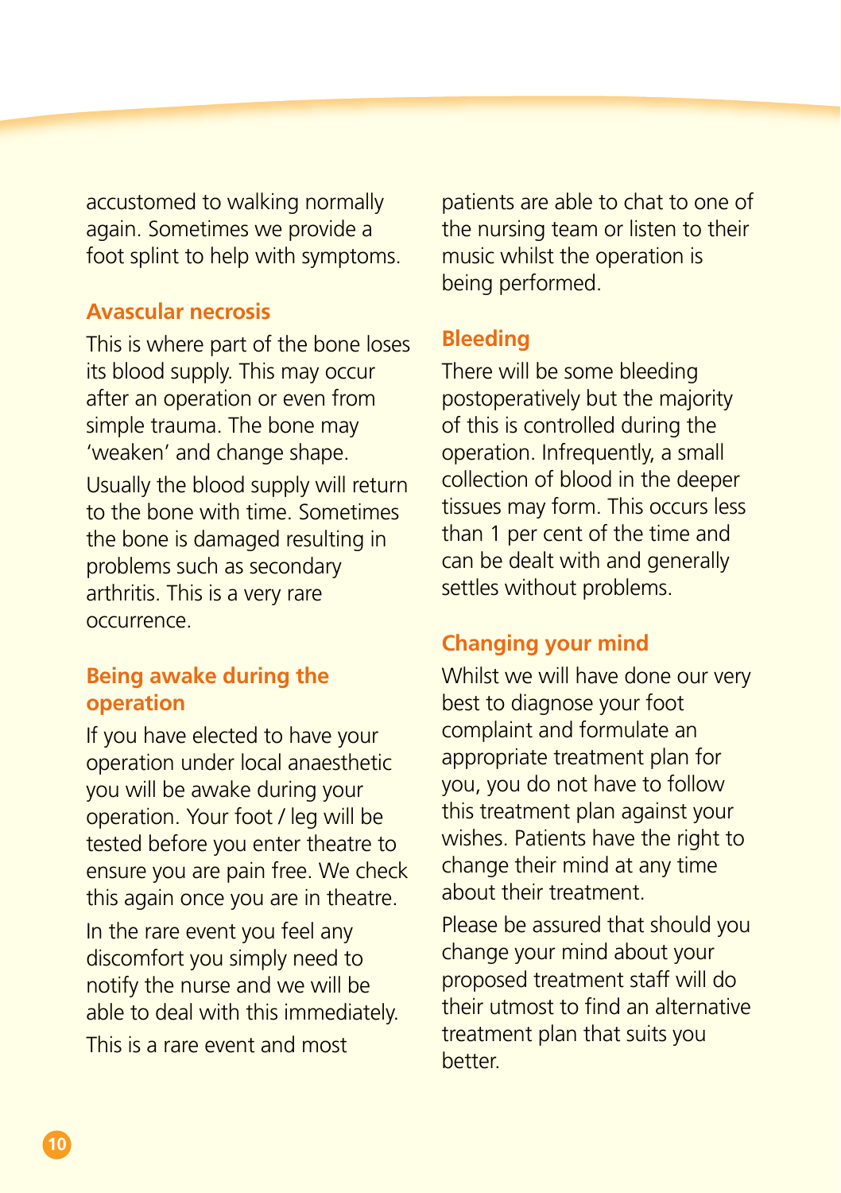accustomed to walking normally again. Sometimes we provide a foot splint to help with symptoms.

### Avascular necrosis

This is where part of the bone loses its blood supply. This may occur after an operation or even from simple trauma. The bone may 'weaken' and change shape.

Usually the blood supply will return to the bone with time. Sometimes the bone is damaged resulting in problems such as secondary arthritis. This is a very rare occurrence.

### Being awake during the operation

If you have elected to have your operation under local anaesthetic you will be awake during your operation. Your foot / leg will be tested before you enter theatre to ensure you are pain free. We check this again once you are in theatre.

In the rare event you feel any discomfort you simply need to notify the nurse and we will be able to deal with this immediately.

This is a rare event and most patients are able to chat to one of the nursing team or listen to their music whilst the operation is being performed.

### Bleeding

There will be some bleeding postoperatively but the majority of this is controlled during the operation. Infrequently, a small collection of blood in the deeper tissues may form. This occurs less than 1 per cent of the time and can be dealt with and generally settles without problems.

### Changing your mind

Whilst we will have done our very best to diagnose your foot complaint and formulate an appropriate treatment plan for you, you do not have to follow this treatment plan against your wishes. Patients have the right to change their mind at any time about their treatment.

Please be assured that should you change your mind about your proposed treatment staff will do their utmost to find an alternative treatment plan that suits you better.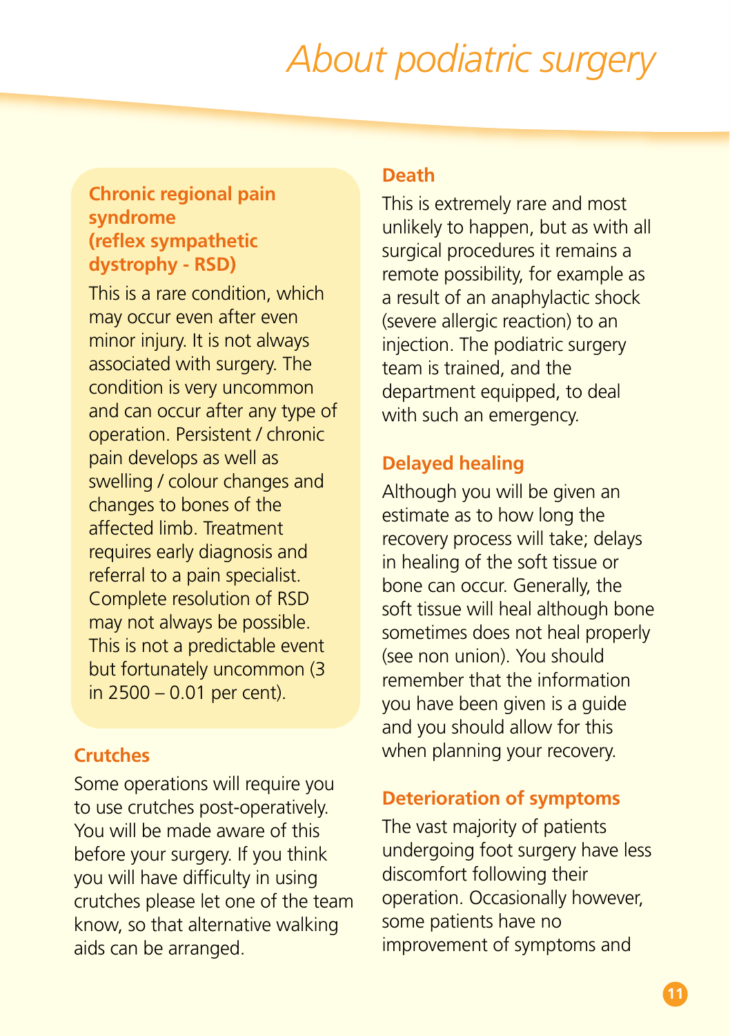## Chronic regional pain syndrome (reflex sympathetic dystrophy - RSD)

This is a rare condition, which may occur even after even minor injury. It is not always associated with surgery. The condition is very uncommon and can occur after any type of operation. Persistent / chronic pain develops as well as swelling / colour changes and changes to bones of the affected limb. Treatment requires early diagnosis and referral to a pain specialist. Complete resolution of RSD may not always be possible. This is not a predictable event but fortunately uncommon (3 in 2500 – 0.01 per cent).

## Crutches

Some operations will require you to use crutches post-operatively. You will be made aware of this before your surgery. If you think you will have difficulty in using crutches please let one of the team know, so that alternative walking aids can be arranged.

## Death

This is extremely rare and most unlikely to happen, but as with all surgical procedures it remains a remote possibility, for example as a result of an anaphylactic shock (severe allergic reaction) to an injection. The podiatric surgery team is trained, and the department equipped, to deal with such an emergency.

## Delayed healing

Although you will be given an estimate as to how long the recovery process will take; delays in healing of the soft tissue or bone can occur. Generally, the soft tissue will heal although bone sometimes does not heal properly (see non union). You should remember that the information you have been given is a guide and you should allow for this when planning your recovery.

## Deterioration of symptoms

The vast majority of patients undergoing foot surgery have less discomfort following their operation. Occasionally however, some patients have no improvement of symptoms and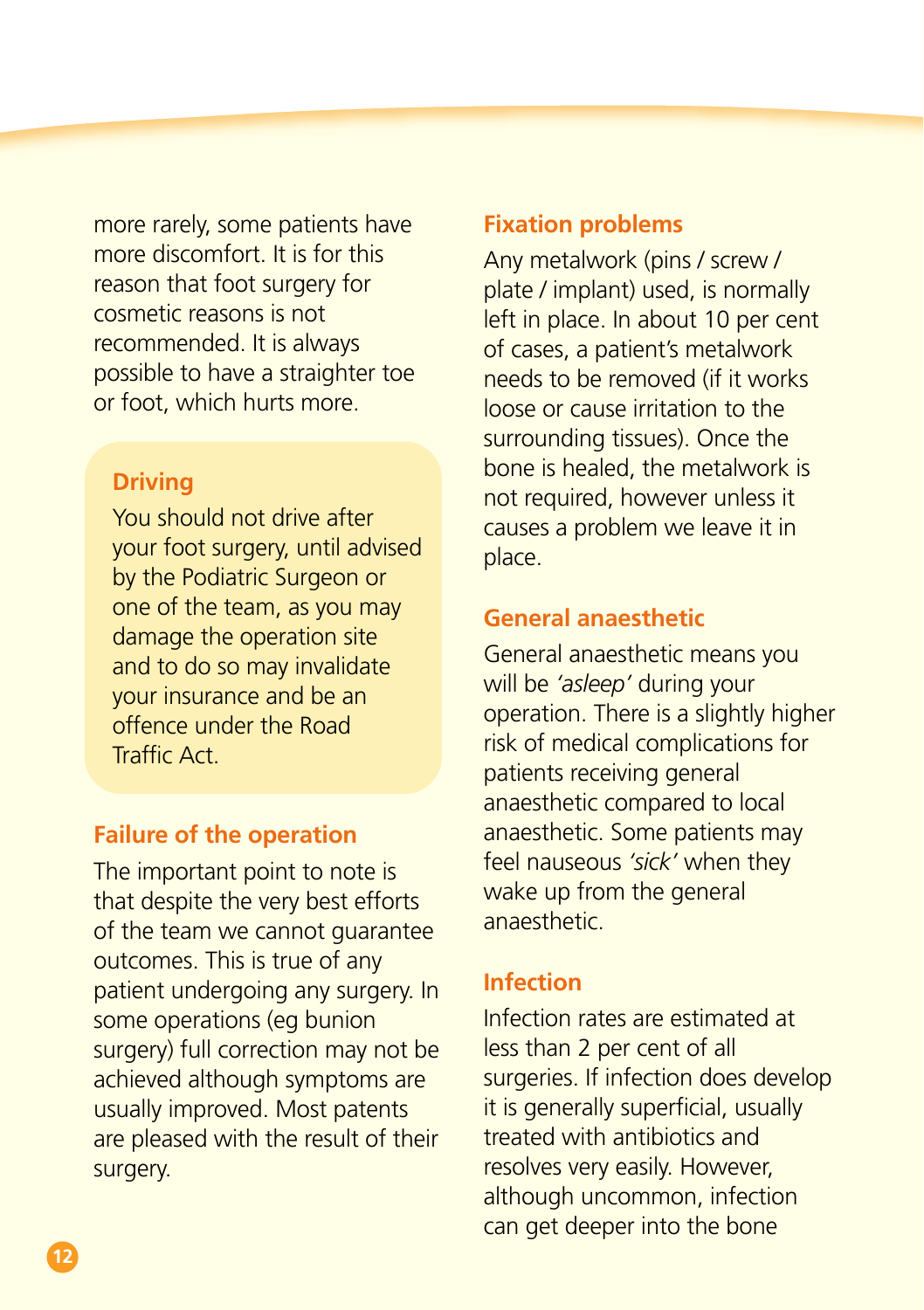more rarely, some patients have more discomfort. It is for this reason that foot surgery for cosmetic reasons is not recommended. It is always possible to have a straighter toe or foot, which hurts more.

## Driving

You should not drive after your foot surgery, until advised by the Podiatric Surgeon or one of the team, as you may damage the operation site and to do so may invalidate your insurance and be an offence under the Road Traffic Act.

## Failure of the operation

The important point to note is that despite the very best efforts of the team we cannot guarantee outcomes. This is true of any patient undergoing any surgery. In some operations (eg bunion surgery) full correction may not be achieved although symptoms are usually improved. Most patents are pleased with the result of their surgery.

## Fixation problems

Any metalwork (pins / screw / plate / implant) used, is normally left in place. In about 10 per cent of cases, a patient's metalwork needs to be removed (if it works loose or cause irritation to the surrounding tissues). Once the bone is healed, the metalwork is not required, however unless it causes a problem we leave it in place.

## General anaesthetic

General anaesthetic means you will be *'asleep'* during your operation. There is a slightly higher risk of medical complications for patients receiving general anaesthetic compared to local anaesthetic. Some patients may feel nauseous *'sick'* when they wake up from the general anaesthetic.

## Infection

Infection rates are estimated at less than 2 per cent of all surgeries. If infection does develop it is generally superficial, usually treated with antibiotics and resolves very easily. However, although uncommon, infection can get deeper into the bone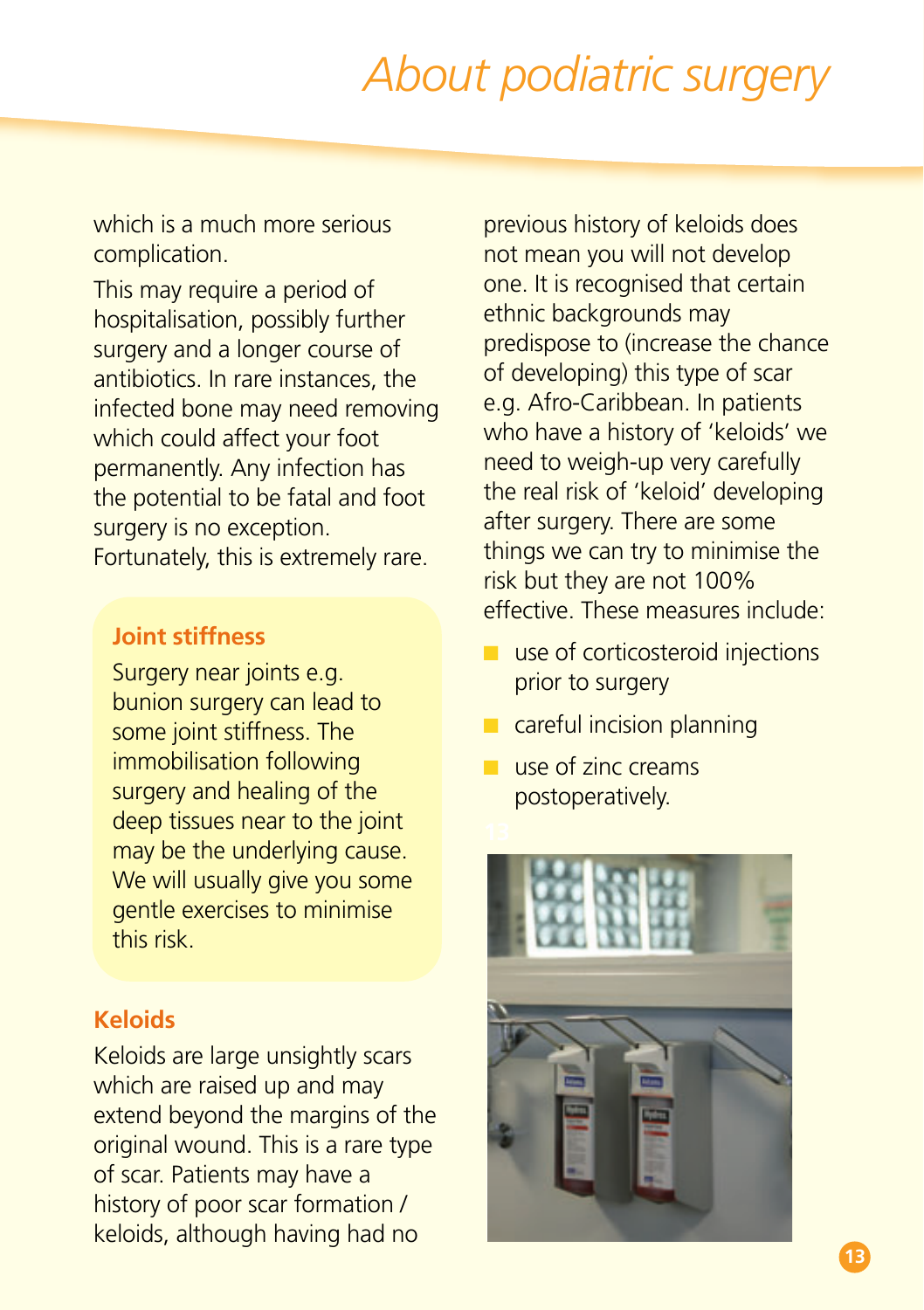which is a much more serious complication.

This may require a period of hospitalisation, possibly further surgery and a longer course of antibiotics. In rare instances, the infected bone may need removing which could affect your foot permanently. Any infection has the potential to be fatal and foot surgery is no exception. Fortunately, this is extremely rare.

### Joint stiffness

Surgery near joints e.g. bunion surgery can lead to some joint stiffness. The immobilisation following surgery and healing of the deep tissues near to the joint may be the underlying cause. We will usually give you some gentle exercises to minimise this risk.

### Keloids

Keloids are large unsightly scars which are raised up and may extend beyond the margins of the original wound. This is a rare type of scar. Patients may have a history of poor scar formation / keloids, although having had no previous history of keloids does not mean you will not develop one. It is recognised that certain ethnic backgrounds may predispose to (increase the chance of developing) this type of scar e.g. Afro-Caribbean. In patients who have a history of 'keloids' we need to weigh-up very carefully the real risk of 'keloid' developing after surgery. There are some things we can try to minimise the risk but they are not 100% effective. These measures include:

- use of corticosteroid injections prior to surgery
- careful incision planning
- use of zinc creams postoperatively.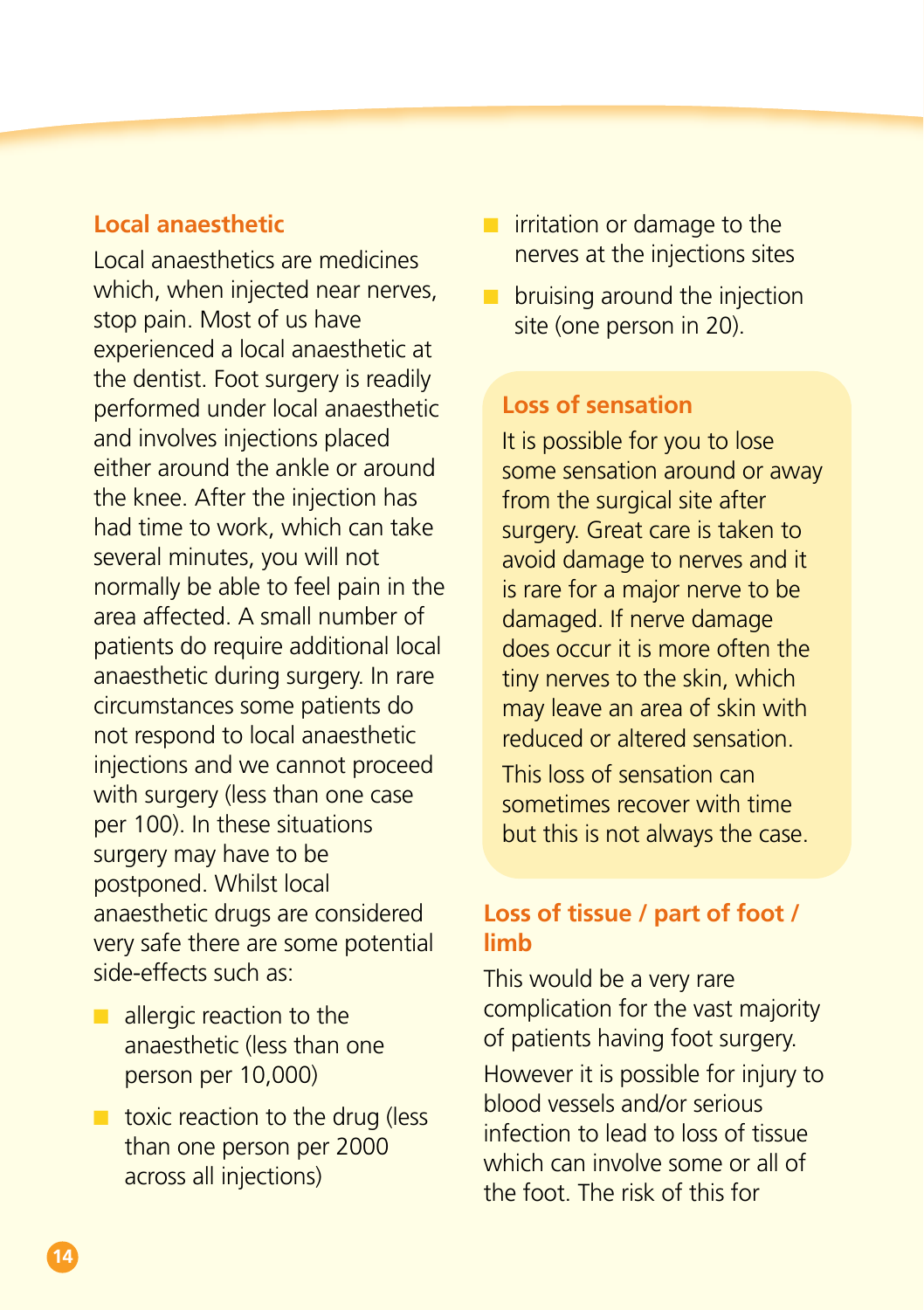## Local anaesthetic

Local anaesthetics are medicines which, when injected near nerves, stop pain. Most of us have experienced a local anaesthetic at the dentist. Foot surgery is readily performed under local anaesthetic and involves injections placed either around the ankle or around the knee. After the injection has had time to work, which can take several minutes, you will not normally be able to feel pain in the area affected. A small number of patients do require additional local anaesthetic during surgery. In rare circumstances some patients do not respond to local anaesthetic injections and we cannot proceed with surgery (less than one case per 100). In these situations surgery may have to be postponed. Whilst local anaesthetic drugs are considered very safe there are some potential side-effects such as:

- allergic reaction to the anaesthetic (less than one person per 10,000)
- toxic reaction to the drug (less than one person per 2000 across all injections)
- irritation or damage to the nerves at the injections sites
- bruising around the injection site (one person in 20).

## Loss of sensation

It is possible for you to lose some sensation around or away from the surgical site after surgery. Great care is taken to avoid damage to nerves and it is rare for a major nerve to be damaged. If nerve damage does occur it is more often the tiny nerves to the skin, which may leave an area of skin with reduced or altered sensation.

This loss of sensation can sometimes recover with time but this is not always the case.

## Loss of tissue / part of foot / limb

This would be a very rare complication for the vast majority of patients having foot surgery.

However it is possible for injury to blood vessels and/or serious infection to lead to loss of tissue which can involve some or all of the foot. The risk of this for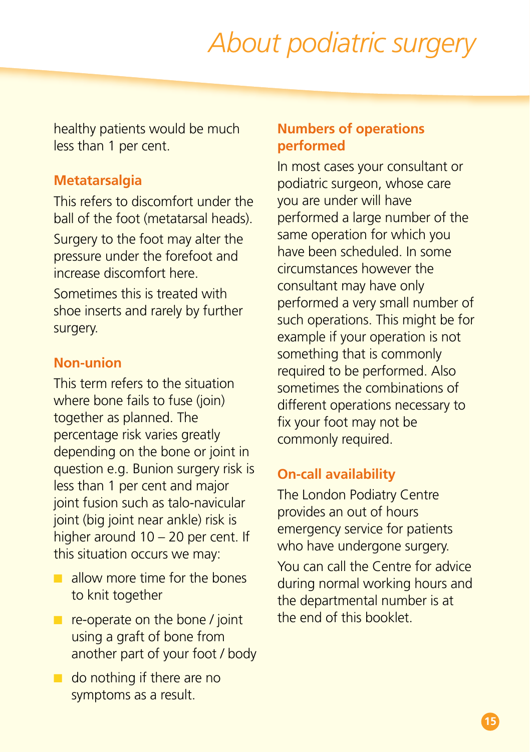healthy patients would be much less than 1 per cent.

### Metatarsalgia

This refers to discomfort under the ball of the foot (metatarsal heads).

Surgery to the foot may alter the pressure under the forefoot and increase discomfort here.

Sometimes this is treated with shoe inserts and rarely by further surgery.

### Non-union

This term refers to the situation where bone fails to fuse (join) together as planned. The percentage risk varies greatly depending on the bone or joint in question e.g. Bunion surgery risk is less than 1 per cent and major joint fusion such as talo-navicular joint (big joint near ankle) risk is higher around 10 – 20 per cent. If this situation occurs we may:

- allow more time for the bones to knit together
- re-operate on the bone / joint using a graft of bone from another part of your foot / body
- do nothing if there are no symptoms as a result.

### Numbers of operations performed

In most cases your consultant or podiatric surgeon, whose care you are under will have performed a large number of the same operation for which you have been scheduled. In some circumstances however the consultant may have only performed a very small number of such operations. This might be for example if your operation is not something that is commonly required to be performed. Also sometimes the combinations of different operations necessary to fix your foot may not be commonly required.

### On-call availability

The London Podiatry Centre provides an out of hours emergency service for patients who have undergone surgery.

You can call the Centre for advice during normal working hours and the departmental number is at the end of this booklet.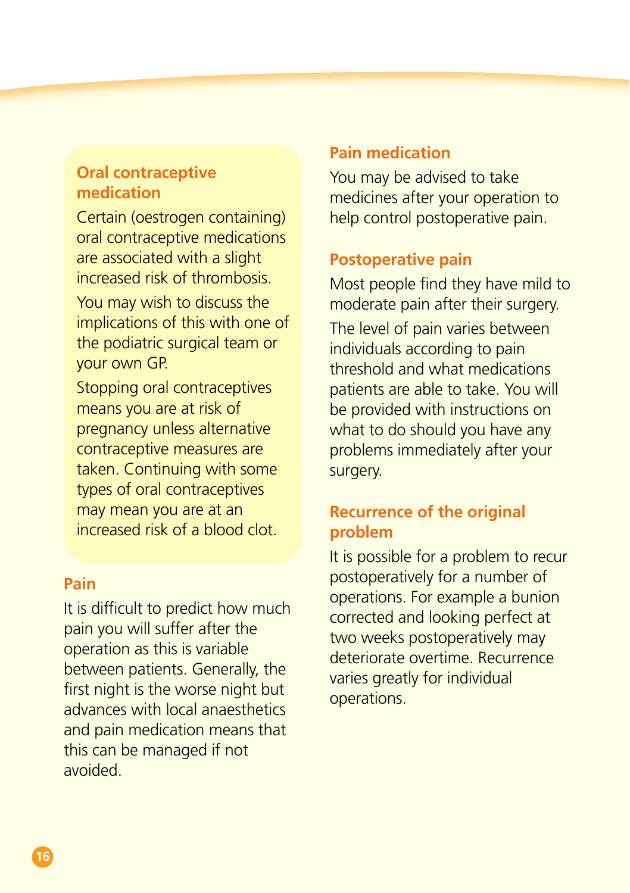## Oral contraceptive medication

Certain (oestrogen containing) oral contraceptive medications are associated with a slight increased risk of thrombosis.

You may wish to discuss the implications of this with one of the podiatric surgical team or your own GP.

Stopping oral contraceptives means you are at risk of pregnancy unless alternative contraceptive measures are taken. Continuing with some types of oral contraceptives may mean you are at an increased risk of a blood clot.

## Pain

It is difficult to predict how much pain you will suffer after the operation as this is variable between patients. Generally, the first night is the worse night but advances with local anaesthetics and pain medication means that this can be managed if not avoided.

## Pain medication

You may be advised to take medicines after your operation to help control postoperative pain.

## Postoperative pain

Most people find they have mild to moderate pain after their surgery.

The level of pain varies between individuals according to pain threshold and what medications patients are able to take. You will be provided with instructions on what to do should you have any problems immediately after your surgery.

## Recurrence of the original problem

It is possible for a problem to recur postoperatively for a number of operations. For example a bunion corrected and looking perfect at two weeks postoperatively may deteriorate overtime. Recurrence varies greatly for individual operations.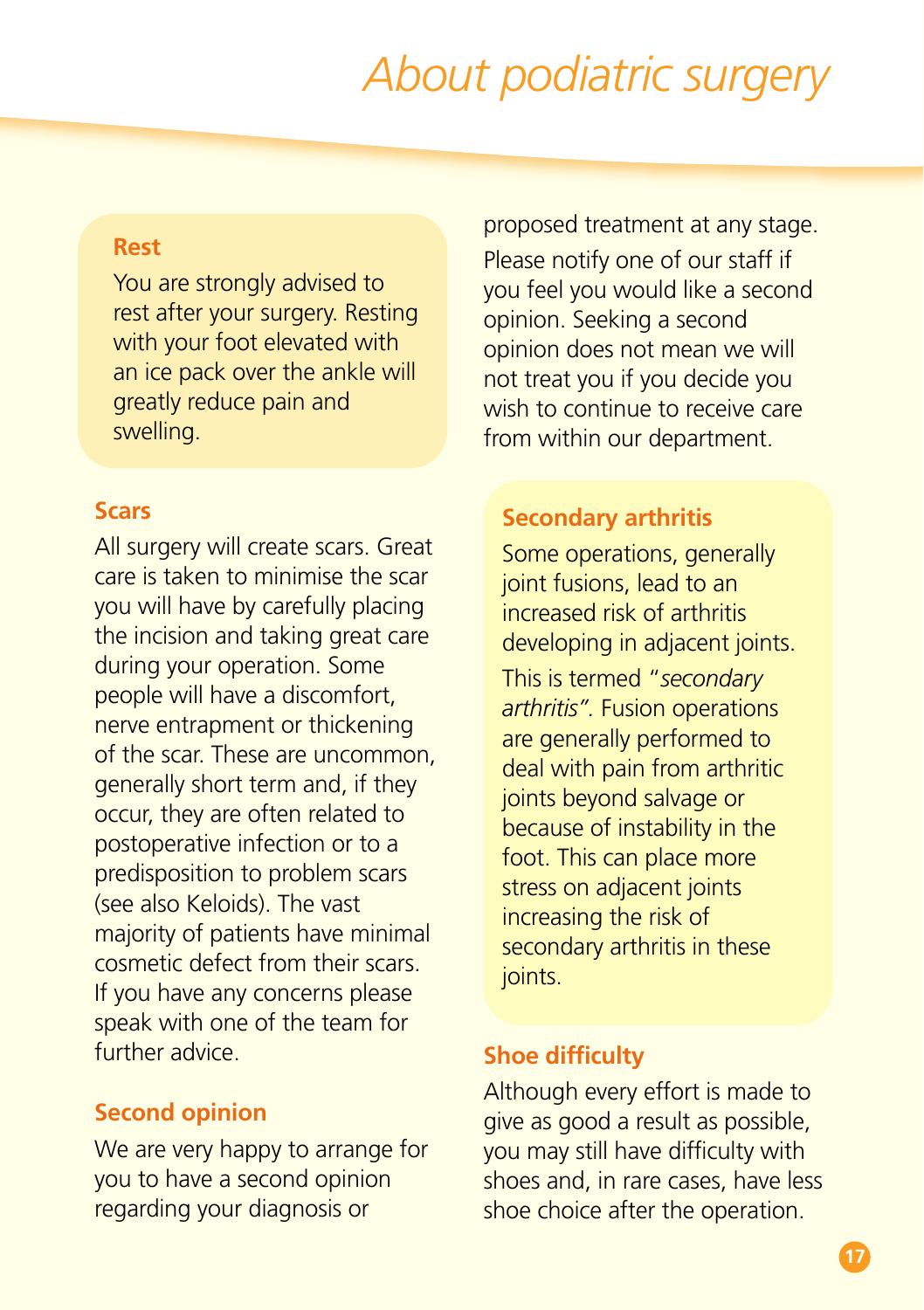## Rest

You are strongly advised to rest after your surgery. Resting with your foot elevated with an ice pack over the ankle will greatly reduce pain and swelling.

## Scars

All surgery will create scars. Great care is taken to minimise the scar you will have by carefully placing the incision and taking great care during your operation. Some people will have a discomfort, nerve entrapment or thickening of the scar. These are uncommon, generally short term and, if they occur, they are often related to postoperative infection or to a predisposition to problem scars (see also Keloids). The vast majority of patients have minimal cosmetic defect from their scars. If you have any concerns please speak with one of the team for further advice.

## Second opinion

We are very happy to arrange for you to have a second opinion regarding your diagnosis or proposed treatment at any stage.

Please notify one of our staff if you feel you would like a second opinion. Seeking a second opinion does not mean we will not treat you if you decide you wish to continue to receive care from within our department.

## Secondary arthritis

Some operations, generally joint fusions, lead to an increased risk of arthritis developing in adjacent joints.

This is termed "*secondary arthritis*". Fusion operations are generally performed to deal with pain from arthritic joints beyond salvage or because of instability in the foot. This can place more stress on adjacent joints increasing the risk of secondary arthritis in these joints.

## Shoe difficulty

Although every effort is made to give as good a result as possible, you may still have difficulty with shoes and, in rare cases, have less shoe choice after the operation.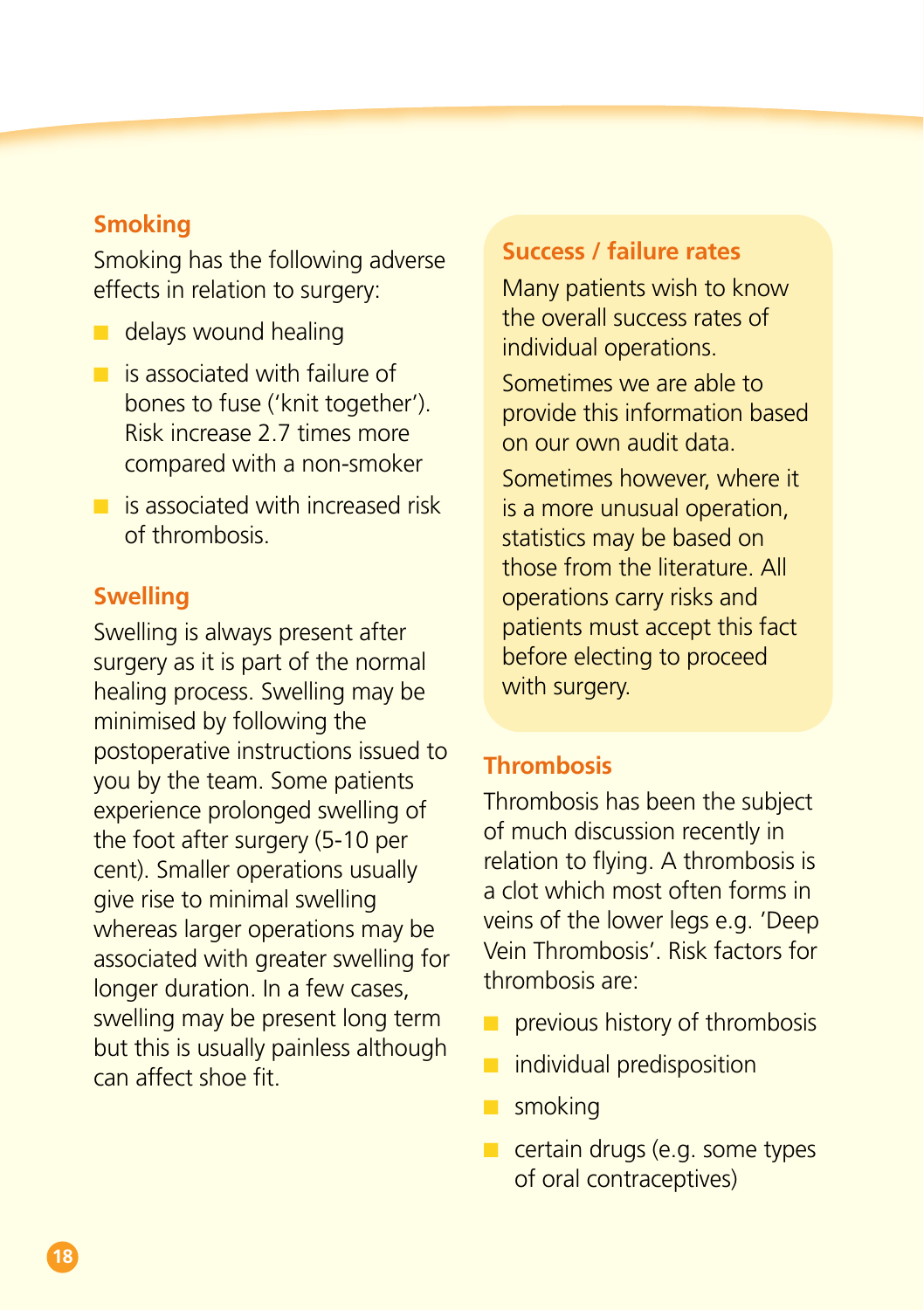## Smoking

Smoking has the following adverse effects in relation to surgery:

- delays wound healing
- is associated with failure of bones to fuse ('knit together'). Risk increase 2.7 times more compared with a non-smoker
- is associated with increased risk of thrombosis.

## Swelling

Swelling is always present after surgery as it is part of the normal healing process. Swelling may be minimised by following the postoperative instructions issued to you by the team. Some patients experience prolonged swelling of the foot after surgery (5-10 per cent). Smaller operations usually give rise to minimal swelling whereas larger operations may be associated with greater swelling for longer duration. In a few cases, swelling may be present long term but this is usually painless although can affect shoe fit.

## Success / failure rates

Many patients wish to know the overall success rates of individual operations.

Sometimes we are able to provide this information based on our own audit data.

Sometimes however, where it is a more unusual operation, statistics may be based on those from the literature. All operations carry risks and patients must accept this fact before electing to proceed with surgery.

## Thrombosis

Thrombosis has been the subject of much discussion recently in relation to flying. A thrombosis is a clot which most often forms in veins of the lower legs e.g. 'Deep Vein Thrombosis'. Risk factors for thrombosis are:

- previous history of thrombosis
- individual predisposition
- smoking
- certain drugs (e.g. some types of oral contraceptives)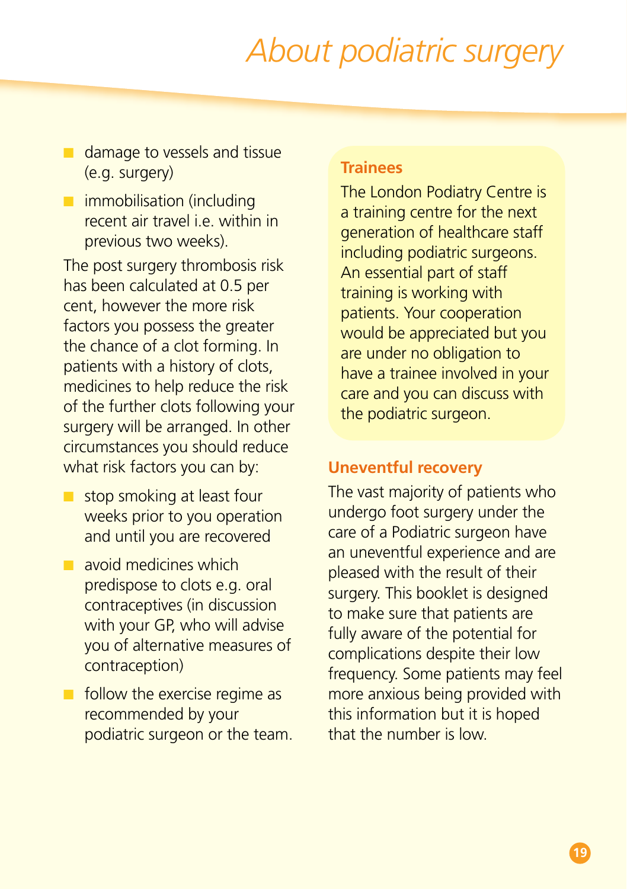# About podiatric surgery

- damage to vessels and tissue (e.g. surgery)
- immobilisation (including recent air travel i.e. within in previous two weeks).

The post surgery thrombosis risk has been calculated at 0.5 per cent, however the more risk factors you possess the greater the chance of a clot forming. In patients with a history of clots, medicines to help reduce the risk of the further clots following your surgery will be arranged. In other circumstances you should reduce what risk factors you can by:

- stop smoking at least four weeks prior to you operation and until you are recovered
- avoid medicines which predispose to clots e.g. oral contraceptives (in discussion with your GP, who will advise you of alternative measures of contraception)
- follow the exercise regime as recommended by your podiatric surgeon or the team.

### Trainees

The London Podiatry Centre is a training centre for the next generation of healthcare staff including podiatric surgeons. An essential part of staff training is working with patients. Your cooperation would be appreciated but you are under no obligation to have a trainee involved in your care and you can discuss with the podiatric surgeon.

### Uneventful recovery

The vast majority of patients who undergo foot surgery under the care of a Podiatric surgeon have an uneventful experience and are pleased with the result of their surgery. This booklet is designed to make sure that patients are fully aware of the potential for complications despite their low frequency. Some patients may feel more anxious being provided with this information but it is hoped that the number is low.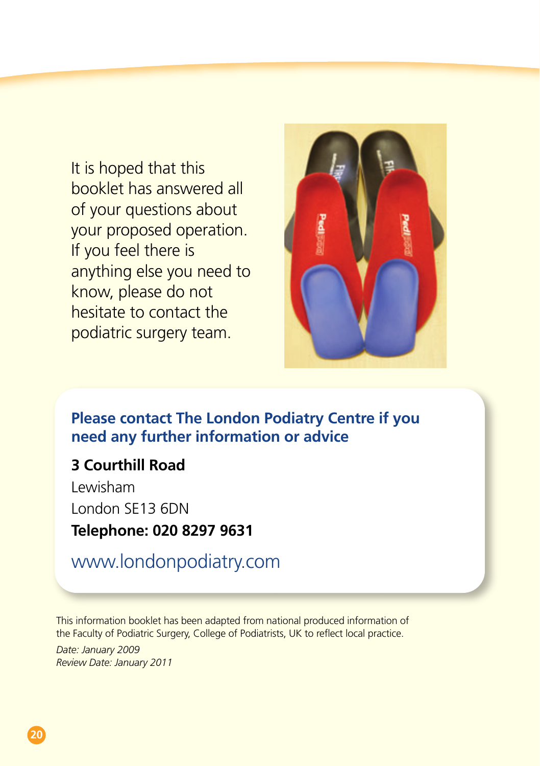It is hoped that this booklet has answered all of your questions about your proposed operation. If you feel there is anything else you need to know, please do not hesitate to contact the podiatric surgery team.

**Please contact The London Podiatry Centre if you need any further information or advice**

**3 Courthill Road**
Lewisham
London SE13 6DN
**Telephone: 020 8297 9631**

www.londonpodiatry.com

This information booklet has been adapted from national produced information of the Faculty of Podiatric Surgery, College of Podiatrists, UK to reflect local practice.

*Date: January 2009*
*Review Date: January 2011*